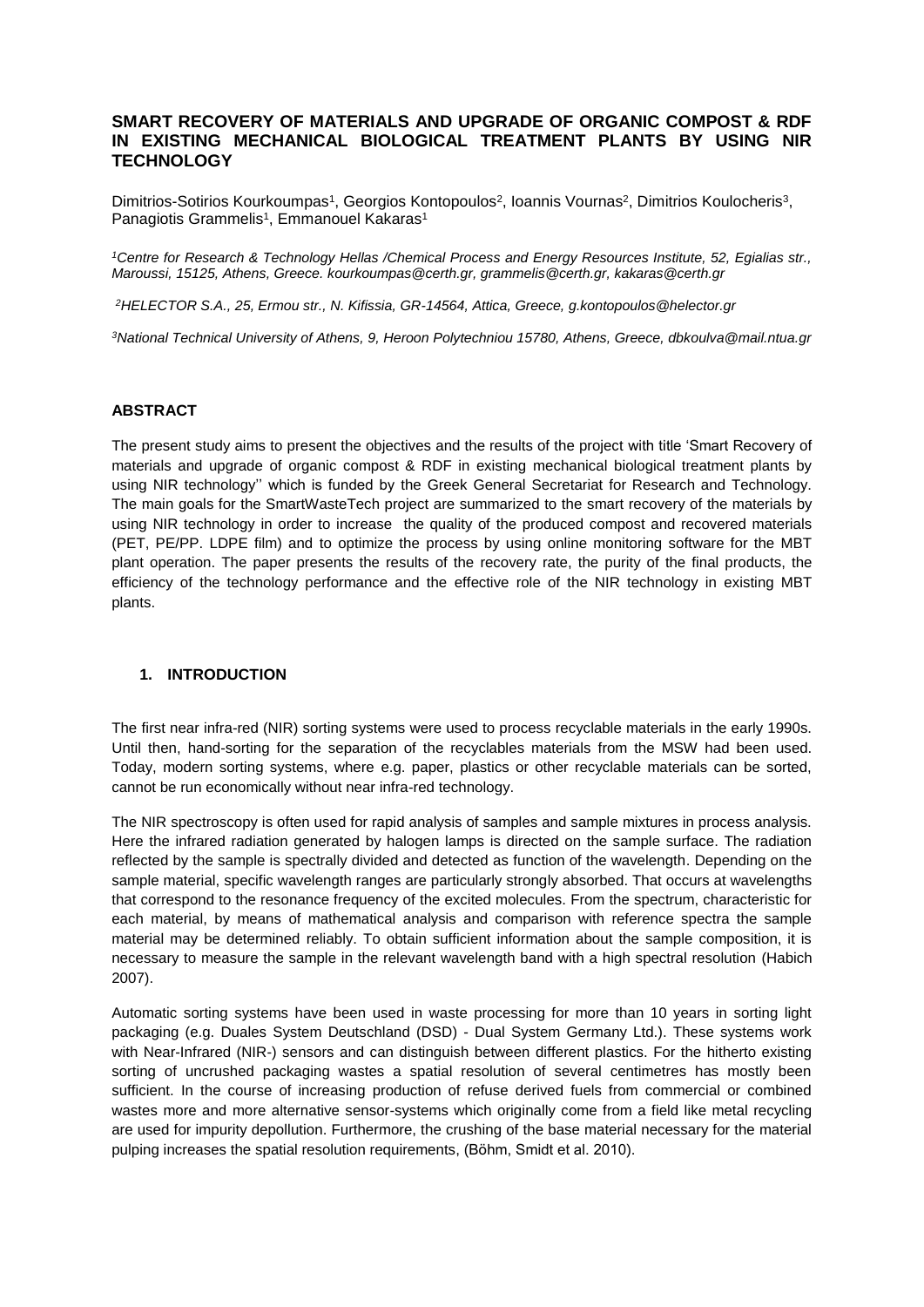# SMART RECOVERY OF MATERIALS AND UPGRADE OF ORGANIC COMPOST & RDF IN EXISTING MECHANICAL BIOLOGICAL TREATMENT PLANTS BY USING NIR TECHNOLOGY

Dimitrios-Sotirios Kourkoumpas[1], Georgios Kontopoulos[2], Ioannis Vournas[2], Dimitrios Koulocheris[3], Panagiotis Grammelis[1], Emmanouel Kakaras[1]

*[1]Centre for Research & Technology Hellas /Chemical Process and Energy Resources Institute, 52, Egialias str., Maroussi, 15125, Athens, Greece. kourkoumpas@certh.gr, grammelis@certh.gr, kakaras@certh.gr*

*[2]HELECTOR S.A., 25, Ermou str., N. Kifissia, GR-14564, Attica, Greece, g.kontopoulos@helector.gr*

*[3]National Technical University of Athens, 9, Heroon Polytechniou 15780, Athens, Greece, dbkoulva@mail.ntua.gr*

## ABSTRACT

The present study aims to present the objectives and the results of the project with title 'Smart Recovery of materials and upgrade of organic compost & RDF in existing mechanical biological treatment plants by using NIR technology'' which is funded by the Greek General Secretariat for Research and Technology. The main goals for the SmartWasteTech project are summarized to the smart recovery of the materials by using NIR technology in order to increase the quality of the produced compost and recovered materials (PET, PE/PP. LDPE film) and to optimize the process by using online monitoring software for the MBT plant operation. The paper presents the results of the recovery rate, the purity of the final products, the efficiency of the technology performance and the effective role of the NIR technology in existing MBT plants.

## 1. INTRODUCTION

The first near infra-red (NIR) sorting systems were used to process recyclable materials in the early 1990s. Until then, hand-sorting for the separation of the recyclables materials from the MSW had been used. Today, modern sorting systems, where e.g. paper, plastics or other recyclable materials can be sorted, cannot be run economically without near infra-red technology.

The NIR spectroscopy is often used for rapid analysis of samples and sample mixtures in process analysis. Here the infrared radiation generated by halogen lamps is directed on the sample surface. The radiation reflected by the sample is spectrally divided and detected as function of the wavelength. Depending on the sample material, specific wavelength ranges are particularly strongly absorbed. That occurs at wavelengths that correspond to the resonance frequency of the excited molecules. From the spectrum, characteristic for each material, by means of mathematical analysis and comparison with reference spectra the sample material may be determined reliably. To obtain sufficient information about the sample composition, it is necessary to measure the sample in the relevant wavelength band with a high spectral resolution (Habich 2007).

Automatic sorting systems have been used in waste processing for more than 10 years in sorting light packaging (e.g. Duales System Deutschland (DSD) - Dual System Germany Ltd.). These systems work with Near-Infrared (NIR-) sensors and can distinguish between different plastics. For the hitherto existing sorting of uncrushed packaging wastes a spatial resolution of several centimetres has mostly been sufficient. In the course of increasing production of refuse derived fuels from commercial or combined wastes more and more alternative sensor-systems which originally come from a field like metal recycling are used for impurity depollution. Furthermore, the crushing of the base material necessary for the material pulping increases the spatial resolution requirements, (Böhm, Smidt et al. 2010).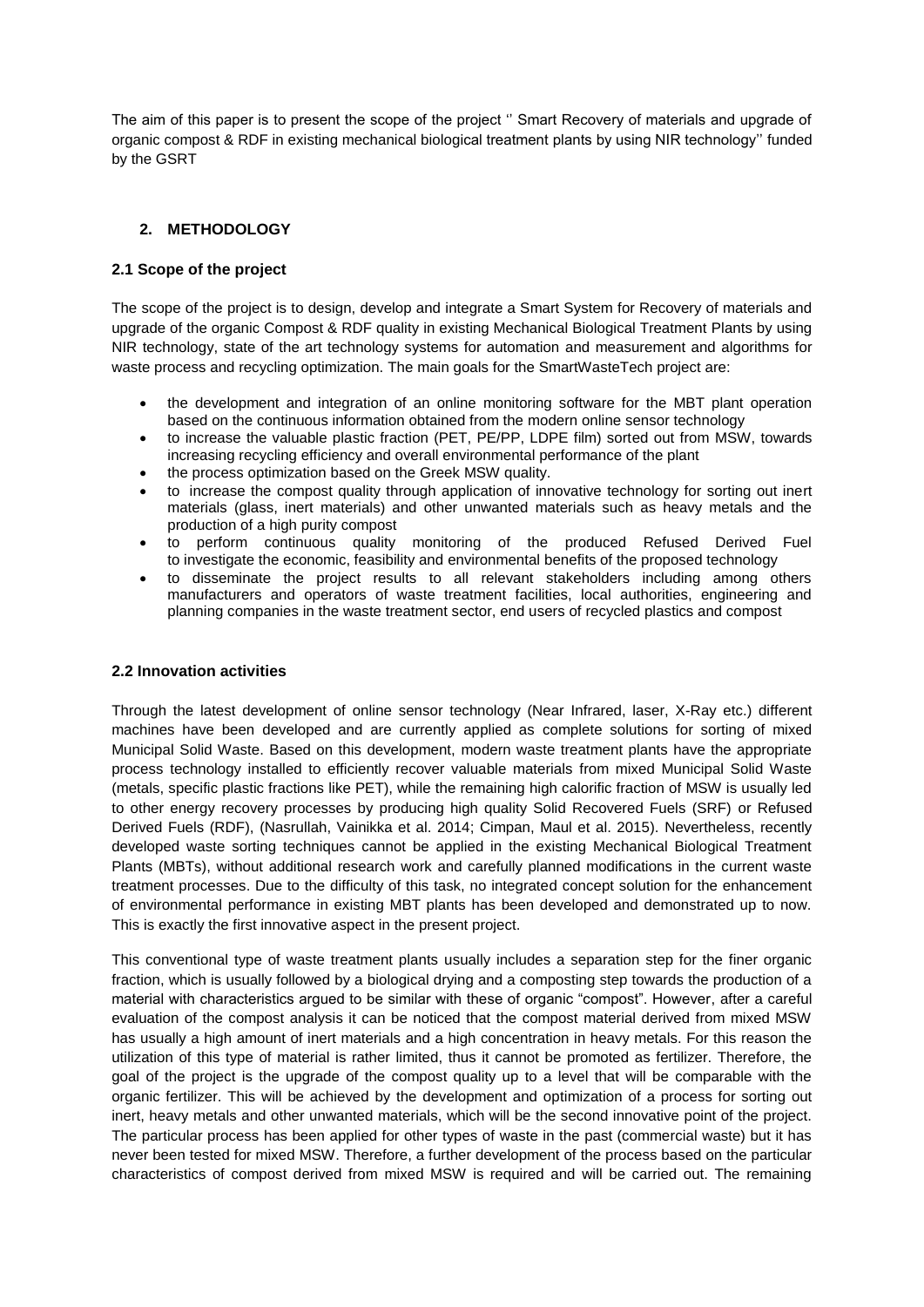The aim of this paper is to present the scope of the project '' Smart Recovery of materials and upgrade of organic compost & RDF in existing mechanical biological treatment plants by using NIR technology'' funded by the GSRT

## 2. METHODOLOGY

### 2.1 Scope of the project

The scope of the project is to design, develop and integrate a Smart System for Recovery of materials and upgrade of the organic Compost & RDF quality in existing Mechanical Biological Treatment Plants by using NIR technology, state of the art technology systems for automation and measurement and algorithms for waste process and recycling optimization. The main goals for the SmartWasteTech project are:

- the development and integration of an online monitoring software for the MBT plant operation based on the continuous information obtained from the modern online sensor technology
- to increase the valuable plastic fraction (PET, PE/PP, LDPE film) sorted out from MSW, towards increasing recycling efficiency and overall environmental performance of the plant
- the process optimization based on the Greek MSW quality.
- to increase the compost quality through application of innovative technology for sorting out inert materials (glass, inert materials) and other unwanted materials such as heavy metals and the production of a high purity compost
- to perform continuous quality monitoring of the produced Refused Derived Fuel to investigate the economic, feasibility and environmental benefits of the proposed technology
- to disseminate the project results to all relevant stakeholders including among others manufacturers and operators of waste treatment facilities, local authorities, engineering and planning companies in the waste treatment sector, end users of recycled plastics and compost

### 2.2 Innovation activities

Through the latest development of online sensor technology (Near Infrared, laser, X-Ray etc.) different machines have been developed and are currently applied as complete solutions for sorting of mixed Municipal Solid Waste. Based on this development, modern waste treatment plants have the appropriate process technology installed to efficiently recover valuable materials from mixed Municipal Solid Waste (metals, specific plastic fractions like PET), while the remaining high calorific fraction of MSW is usually led to other energy recovery processes by producing high quality Solid Recovered Fuels (SRF) or Refused Derived Fuels (RDF), (Nasrullah, Vainikka et al. 2014; Cimpan, Maul et al. 2015). Nevertheless, recently developed waste sorting techniques cannot be applied in the existing Mechanical Biological Treatment Plants (MBTs), without additional research work and carefully planned modifications in the current waste treatment processes. Due to the difficulty of this task, no integrated concept solution for the enhancement of environmental performance in existing MBT plants has been developed and demonstrated up to now. This is exactly the first innovative aspect in the present project.

This conventional type of waste treatment plants usually includes a separation step for the finer organic fraction, which is usually followed by a biological drying and a composting step towards the production of a material with characteristics argued to be similar with these of organic "compost". However, after a careful evaluation of the compost analysis it can be noticed that the compost material derived from mixed MSW has usually a high amount of inert materials and a high concentration in heavy metals. For this reason the utilization of this type of material is rather limited, thus it cannot be promoted as fertilizer. Therefore, the goal of the project is the upgrade of the compost quality up to a level that will be comparable with the organic fertilizer. This will be achieved by the development and optimization of a process for sorting out inert, heavy metals and other unwanted materials, which will be the second innovative point of the project. The particular process has been applied for other types of waste in the past (commercial waste) but it has never been tested for mixed MSW. Therefore, a further development of the process based on the particular characteristics of compost derived from mixed MSW is required and will be carried out. The remaining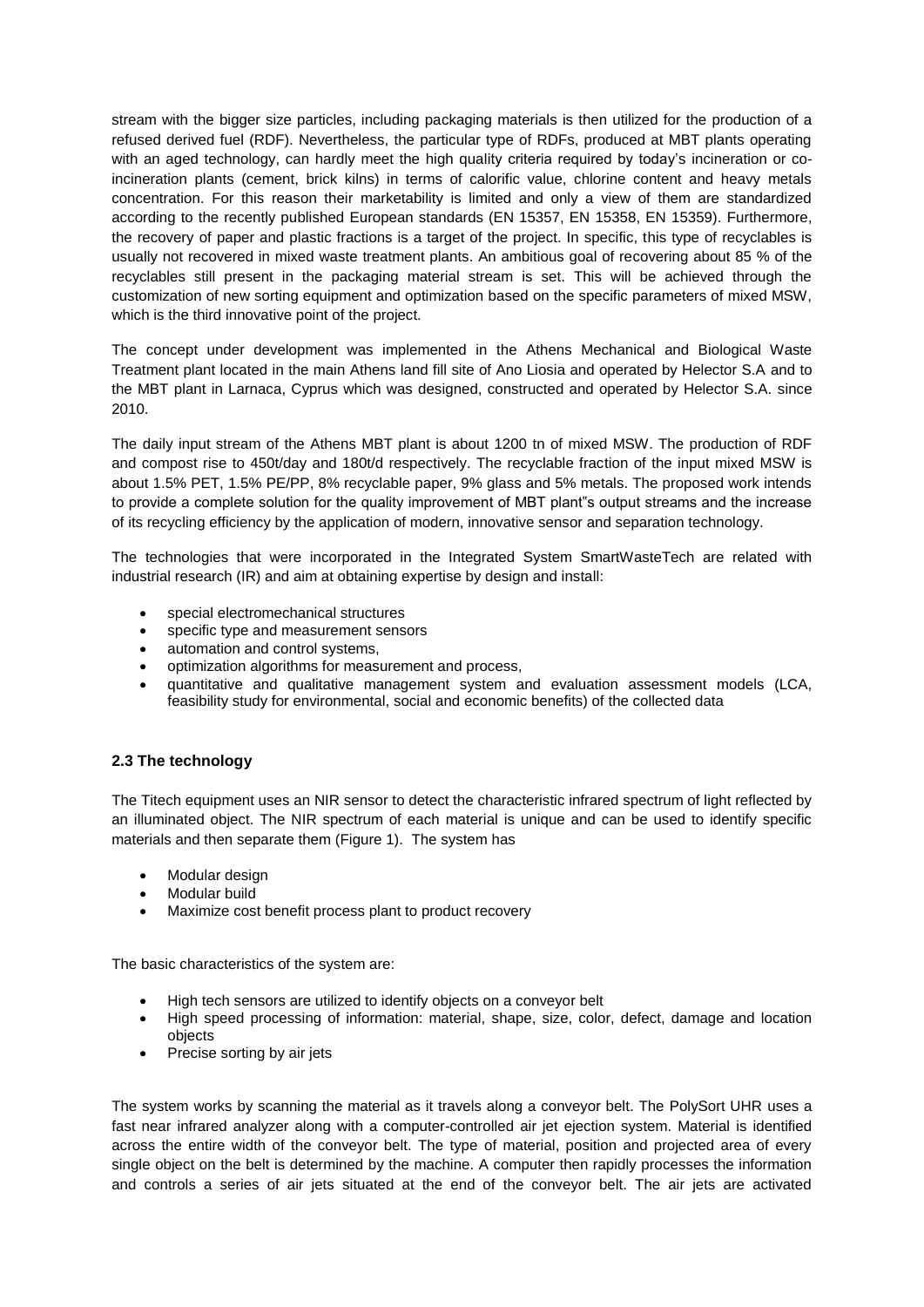stream with the bigger size particles, including packaging materials is then utilized for the production of a refused derived fuel (RDF). Nevertheless, the particular type of RDFs, produced at MBT plants operating with an aged technology, can hardly meet the high quality criteria required by today's incineration or co-incineration plants (cement, brick kilns) in terms of calorific value, chlorine content and heavy metals concentration. For this reason their marketability is limited and only a view of them are standardized according to the recently published European standards (EN 15357, EN 15358, EN 15359). Furthermore, the recovery of paper and plastic fractions is a target of the project. In specific, this type of recyclables is usually not recovered in mixed waste treatment plants. An ambitious goal of recovering about 85 % of the recyclables still present in the packaging material stream is set. This will be achieved through the customization of new sorting equipment and optimization based on the specific parameters of mixed MSW, which is the third innovative point of the project.

The concept under development was implemented in the Athens Mechanical and Biological Waste Treatment plant located in the main Athens land fill site of Ano Liosia and operated by Helector S.A and to the MBT plant in Larnaca, Cyprus which was designed, constructed and operated by Helector S.A. since 2010.

The daily input stream of the Athens MBT plant is about 1200 tn of mixed MSW. The production of RDF and compost rise to 450t/day and 180t/d respectively. The recyclable fraction of the input mixed MSW is about 1.5% PET, 1.5% PE/PP, 8% recyclable paper, 9% glass and 5% metals. The proposed work intends to provide a complete solution for the quality improvement of MBT plant"s output streams and the increase of its recycling efficiency by the application of modern, innovative sensor and separation technology.

The technologies that were incorporated in the Integrated System SmartWasteTech are related with industrial research (IR) and aim at obtaining expertise by design and install:

- special electromechanical structures
- specific type and measurement sensors
- automation and control systems,
- optimization algorithms for measurement and process,
- quantitative and qualitative management system and evaluation assessment models (LCA, feasibility study for environmental, social and economic benefits) of the collected data

### 2.3 The technology

The Titech equipment uses an NIR sensor to detect the characteristic infrared spectrum of light reflected by an illuminated object. The NIR spectrum of each material is unique and can be used to identify specific materials and then separate them (Figure 1). The system has

- Modular design
- Modular build
- Maximize cost benefit process plant to product recovery

The basic characteristics of the system are:

- High tech sensors are utilized to identify objects on a conveyor belt
- High speed processing of information: material, shape, size, color, defect, damage and location objects
- Precise sorting by air jets

The system works by scanning the material as it travels along a conveyor belt. The PolySort UHR uses a fast near infrared analyzer along with a computer-controlled air jet ejection system. Material is identified across the entire width of the conveyor belt. The type of material, position and projected area of every single object on the belt is determined by the machine. A computer then rapidly processes the information and controls a series of air jets situated at the end of the conveyor belt. The air jets are activated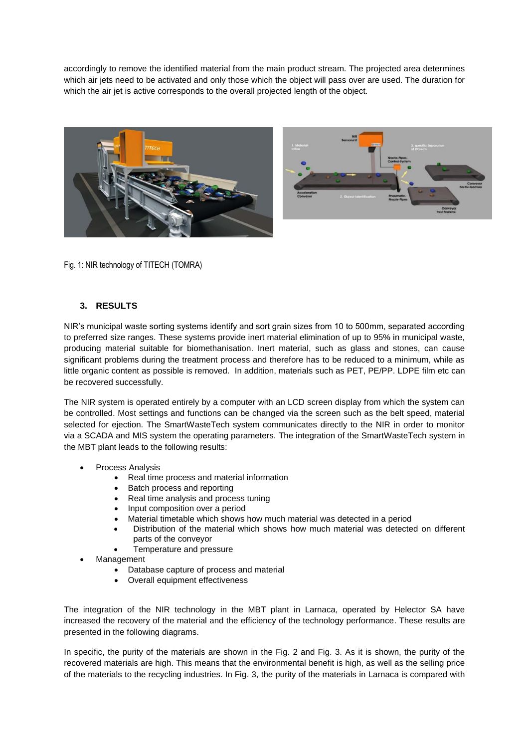accordingly to remove the identified material from the main product stream. The projected area determines which air jets need to be activated and only those which the object will pass over are used. The duration for which the air jet is active corresponds to the overall projected length of the object.

Fig. 1: NIR technology of TITECH (TOMRA)

### 3. RESULTS

NIR's municipal waste sorting systems identify and sort grain sizes from 10 to 500mm, separated according to preferred size ranges. These systems provide inert material elimination of up to 95% in municipal waste, producing material suitable for biomethanisation. Inert material, such as glass and stones, can cause significant problems during the treatment process and therefore has to be reduced to a minimum, while as little organic content as possible is removed. In addition, materials such as PET, PE/PP. LDPE film etc can be recovered successfully.

The NIR system is operated entirely by a computer with an LCD screen display from which the system can be controlled. Most settings and functions can be changed via the screen such as the belt speed, material selected for ejection. The SmartWasteTech system communicates directly to the NIR in order to monitor via a SCADA and MIS system the operating parameters. The integration of the SmartWasteTech system in the MBT plant leads to the following results:

- Process Analysis
    - Real time process and material information
    - Batch process and reporting
    - Real time analysis and process tuning
    - Input composition over a period
    - Material timetable which shows how much material was detected in a period
    - Distribution of the material which shows how much material was detected on different parts of the conveyor
    - Temperature and pressure
- Management
    - Database capture of process and material
    - Overall equipment effectiveness

The integration of the NIR technology in the MBT plant in Larnaca, operated by Helector SA have increased the recovery of the material and the efficiency of the technology performance. These results are presented in the following diagrams.

In specific, the purity of the materials are shown in the Fig. 2 and Fig. 3. As it is shown, the purity of the recovered materials are high. This means that the environmental benefit is high, as well as the selling price of the materials to the recycling industries. In Fig. 3, the purity of the materials in Larnaca is compared with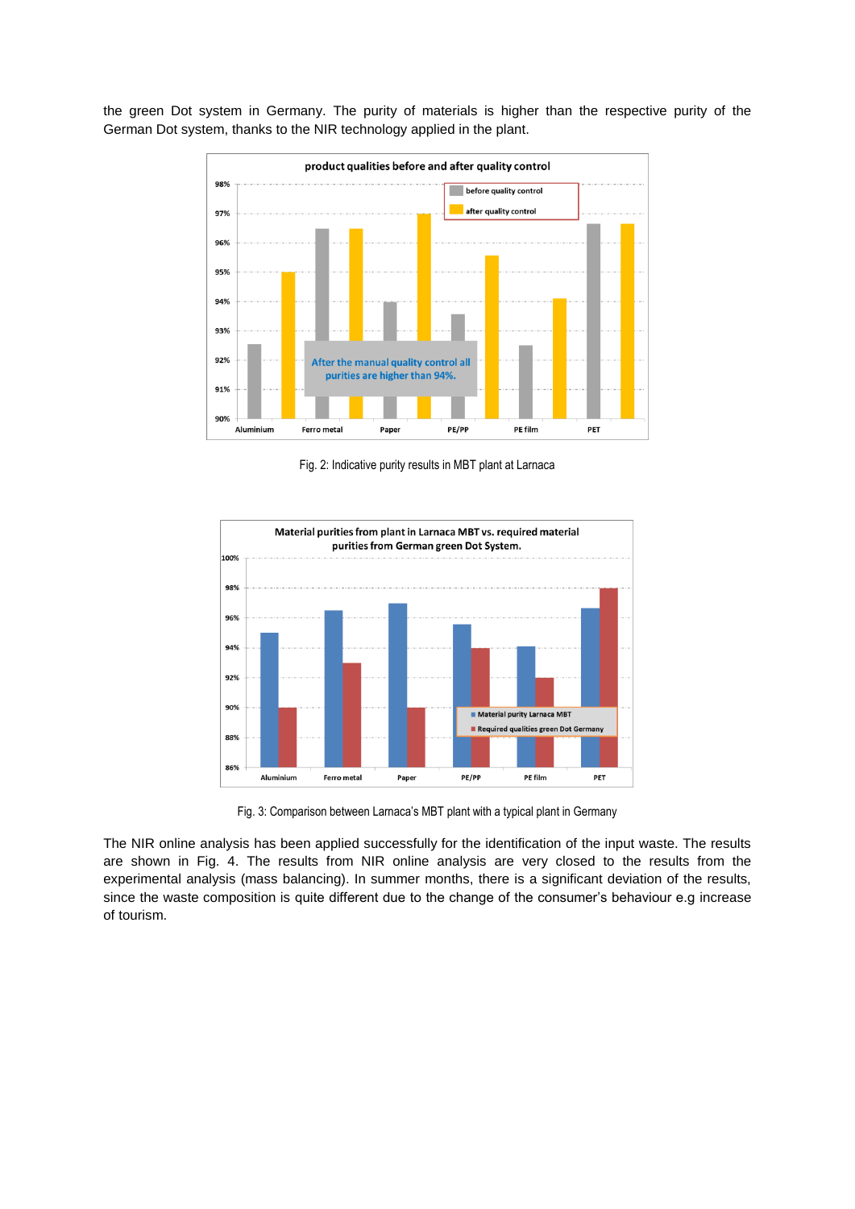the green Dot system in Germany. The purity of materials is higher than the respective purity of the German Dot system, thanks to the NIR technology applied in the plant.

Fig. 2: Indicative purity results in MBT plant at Larnaca

Fig. 3: Comparison between Larnaca's MBT plant with a typical plant in Germany

The NIR online analysis has been applied successfully for the identification of the input waste. The results are shown in Fig. 4. The results from NIR online analysis are very closed to the results from the experimental analysis (mass balancing). In summer months, there is a significant deviation of the results, since the waste composition is quite different due to the change of the consumer's behaviour e.g increase of tourism.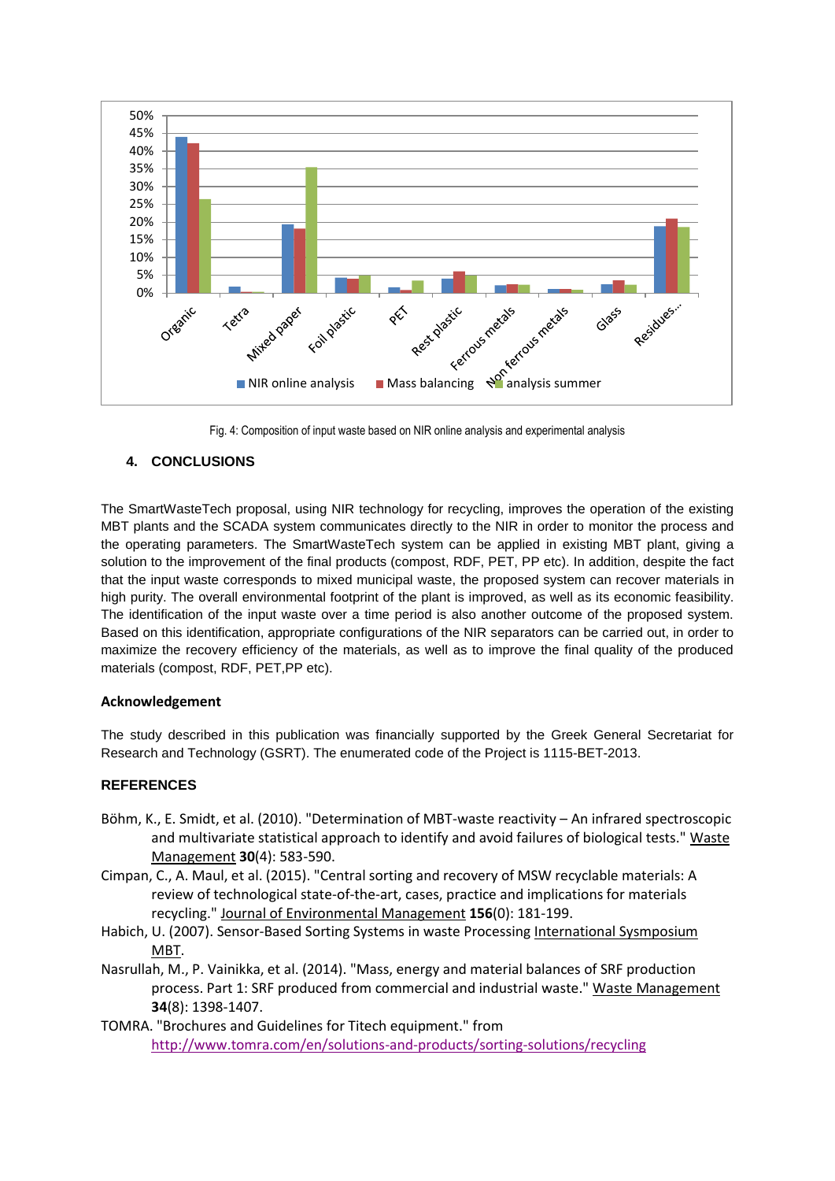50%
45%
40%
35%
30%
25%
20%
15%
10%
5%
0%

Organic
Tetra
Mixed paper
Foil plastic
PET
Rest plastic
Ferrous metals
Non ferrous metals
Glass
Residues...

NIR online analysis
Mass balancing
analysis summer

Fig. 4: Composition of input waste based on NIR online analysis and experimental analysis

### 4. CONCLUSIONS

The SmartWasteTech proposal, using NIR technology for recycling, improves the operation of the existing MBT plants and the SCADA system communicates directly to the NIR in order to monitor the process and the operating parameters. The SmartWasteTech system can be applied in existing MBT plant, giving a solution to the improvement of the final products (compost, RDF, PET, PP etc). In addition, despite the fact that the input waste corresponds to mixed municipal waste, the proposed system can recover materials in high purity. The overall environmental footprint of the plant is improved, as well as its economic feasibility. The identification of the input waste over a time period is also another outcome of the proposed system. Based on this identification, appropriate configurations of the NIR separators can be carried out, in order to maximize the recovery efficiency of the materials, as well as to improve the final quality of the produced materials (compost, RDF, PET,PP etc).

### Acknowledgement

The study described in this publication was financially supported by the Greek General Secretariat for Research and Technology (GSRT). The enumerated code of the Project is 1115-BET-2013.

### REFERENCES

Böhm, K., E. Smidt, et al. (2010). "Determination of MBT-waste reactivity – An infrared spectroscopic and multivariate statistical approach to identify and avoid failures of biological tests." Waste Management **30**(4): 583-590.

Cimpan, C., A. Maul, et al. (2015). "Central sorting and recovery of MSW recyclable materials: A review of technological state-of-the-art, cases, practice and implications for materials recycling." Journal of Environmental Management **156**(0): 181-199.

Habich, U. (2007). Sensor-Based Sorting Systems in waste Processing International Sysmposium MBT.

Nasrullah, M., P. Vainikka, et al. (2014). "Mass, energy and material balances of SRF production process. Part 1: SRF produced from commercial and industrial waste." Waste Management **34**(8): 1398-1407.

TOMRA. "Brochures and Guidelines for Titech equipment." from http://www.tomra.com/en/solutions-and-products/sorting-solutions/recycling